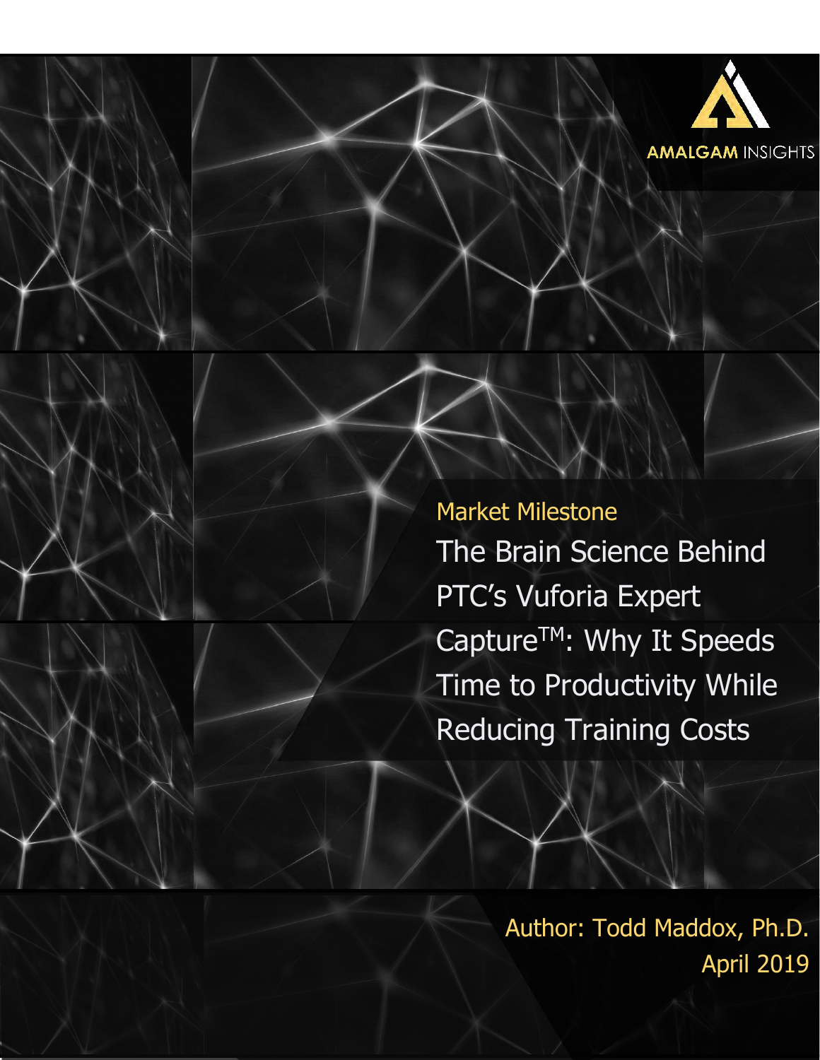AMALGAM INSIGHTS

Market Milestone

# The Brain Science Behind PTC's Vuforia Expert Capture™: Why It Speeds Time to Productivity While Reducing Training Costs

Author: Todd Maddox, Ph.D.

April 2019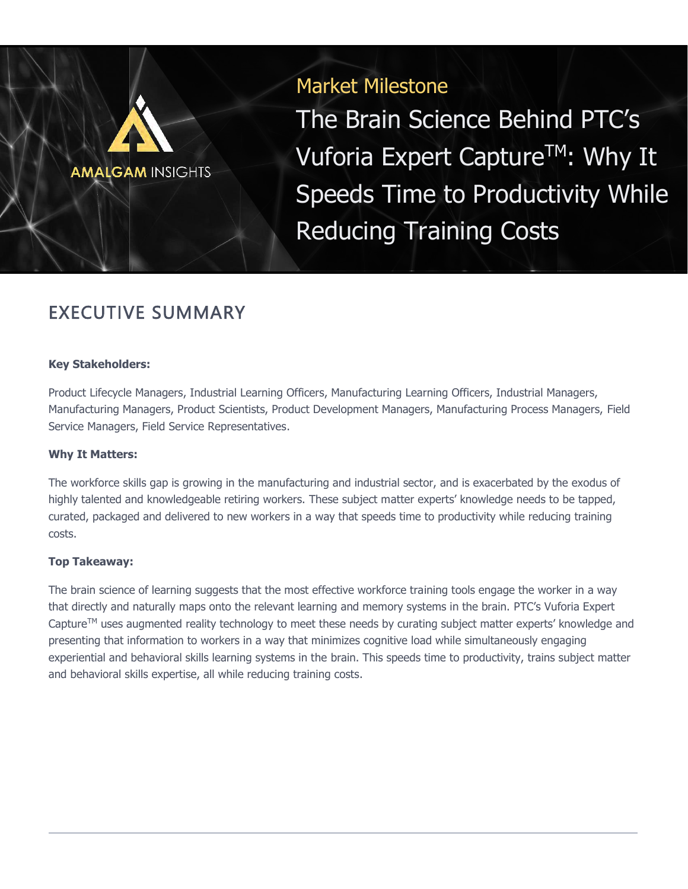AMALGAM INSIGHTS

Market Milestone

# The Brain Science Behind PTC's Vuforia Expert Capture™: Why It Speeds Time to Productivity While Reducing Training Costs

## EXECUTIVE SUMMARY

**Key Stakeholders:**

Product Lifecycle Managers, Industrial Learning Officers, Manufacturing Learning Officers, Industrial Managers, Manufacturing Managers, Product Scientists, Product Development Managers, Manufacturing Process Managers, Field Service Managers, Field Service Representatives.

**Why It Matters:**

The workforce skills gap is growing in the manufacturing and industrial sector, and is exacerbated by the exodus of highly talented and knowledgeable retiring workers. These subject matter experts' knowledge needs to be tapped, curated, packaged and delivered to new workers in a way that speeds time to productivity while reducing training costs.

**Top Takeaway:**

The brain science of learning suggests that the most effective workforce training tools engage the worker in a way that directly and naturally maps onto the relevant learning and memory systems in the brain. PTC's Vuforia Expert Capture™ uses augmented reality technology to meet these needs by curating subject matter experts' knowledge and presenting that information to workers in a way that minimizes cognitive load while simultaneously engaging experiential and behavioral skills learning systems in the brain. This speeds time to productivity, trains subject matter and behavioral skills expertise, all while reducing training costs.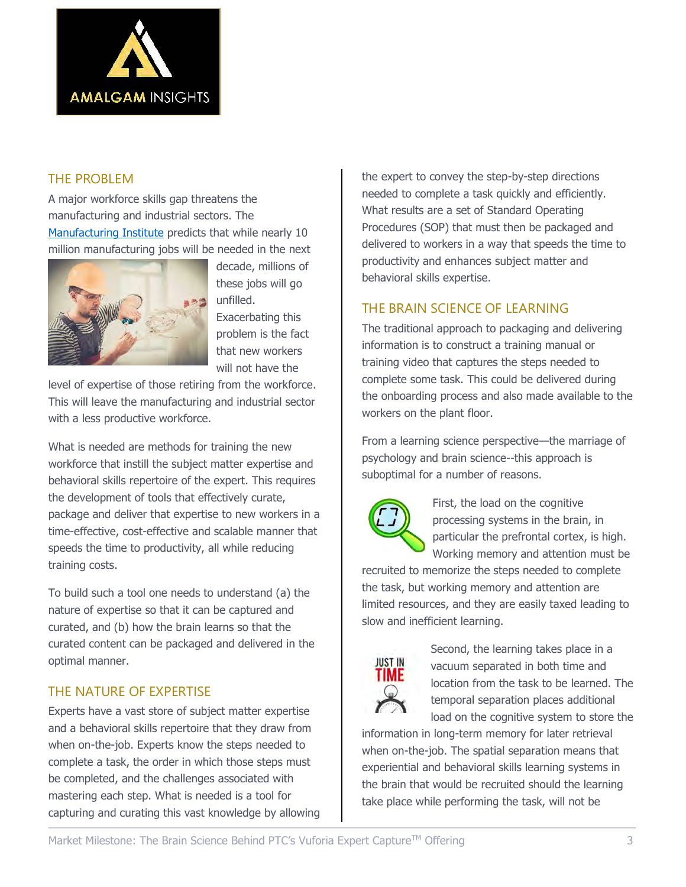## THE PROBLEM

A major workforce skills gap threatens the manufacturing and industrial sectors. The Manufacturing Institute predicts that while nearly 10 million manufacturing jobs will be needed in the next decade, millions of these jobs will go unfilled. Exacerbating this problem is the fact that new workers will not have the level of expertise of those retiring from the workforce. This will leave the manufacturing and industrial sector with a less productive workforce.

What is needed are methods for training the new workforce that instill the subject matter expertise and behavioral skills repertoire of the expert. This requires the development of tools that effectively curate, package and deliver that expertise to new workers in a time-effective, cost-effective and scalable manner that speeds the time to productivity, all while reducing training costs.

To build such a tool one needs to understand (a) the nature of expertise so that it can be captured and curated, and (b) how the brain learns so that the curated content can be packaged and delivered in the optimal manner.

## THE NATURE OF EXPERTISE

Experts have a vast store of subject matter expertise and a behavioral skills repertoire that they draw from when on-the-job. Experts know the steps needed to complete a task, the order in which those steps must be completed, and the challenges associated with mastering each step. What is needed is a tool for capturing and curating this vast knowledge by allowing the expert to convey the step-by-step directions needed to complete a task quickly and efficiently. What results are a set of Standard Operating Procedures (SOP) that must then be packaged and delivered to workers in a way that speeds the time to productivity and enhances subject matter and behavioral skills expertise.

## THE BRAIN SCIENCE OF LEARNING

The traditional approach to packaging and delivering information is to construct a training manual or training video that captures the steps needed to complete some task. This could be delivered during the onboarding process and also made available to the workers on the plant floor.

From a learning science perspective—the marriage of psychology and brain science--this approach is suboptimal for a number of reasons.

First, the load on the cognitive processing systems in the brain, in particular the prefrontal cortex, is high. Working memory and attention must be recruited to memorize the steps needed to complete the task, but working memory and attention are limited resources, and they are easily taxed leading to slow and inefficient learning.

Second, the learning takes place in a vacuum separated in both time and location from the task to be learned. The temporal separation places additional load on the cognitive system to store the information in long-term memory for later retrieval when on-the-job. The spatial separation means that experiential and behavioral skills learning systems in the brain that would be recruited should the learning take place while performing the task, will not be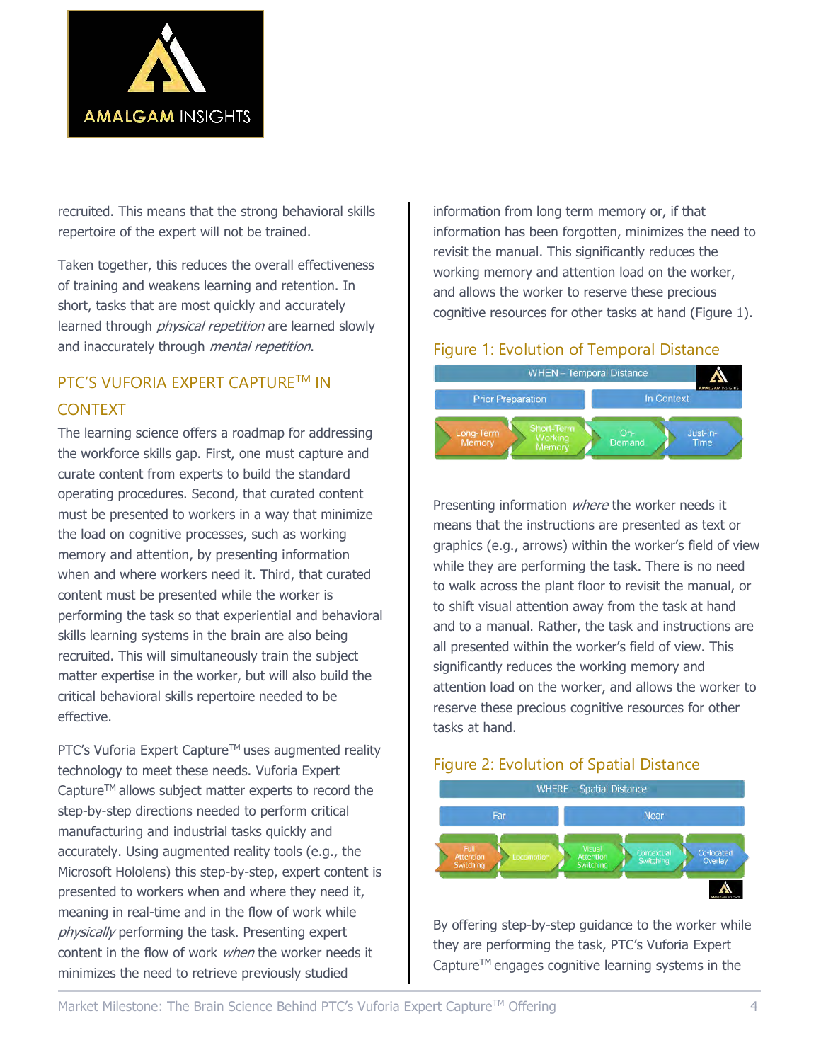recruited. This means that the strong behavioral skills repertoire of the expert will not be trained.

Taken together, this reduces the overall effectiveness of training and weakens learning and retention. In short, tasks that are most quickly and accurately learned through *physical repetition* are learned slowly and inaccurately through *mental repetition*.

## PTC'S VUFORIA EXPERT CAPTURE™ IN CONTEXT

The learning science offers a roadmap for addressing the workforce skills gap. First, one must capture and curate content from experts to build the standard operating procedures. Second, that curated content must be presented to workers in a way that minimize the load on cognitive processes, such as working memory and attention, by presenting information when and where workers need it. Third, that curated content must be presented while the worker is performing the task so that experiential and behavioral skills learning systems in the brain are also being recruited. This will simultaneously train the subject matter expertise in the worker, but will also build the critical behavioral skills repertoire needed to be effective.

PTC's Vuforia Expert Capture™ uses augmented reality technology to meet these needs. Vuforia Expert Capture™ allows subject matter experts to record the step-by-step directions needed to perform critical manufacturing and industrial tasks quickly and accurately. Using augmented reality tools (e.g., the Microsoft Hololens) this step-by-step, expert content is presented to workers when and where they need it, meaning in real-time and in the flow of work while *physically* performing the task. Presenting expert content in the flow of work *when* the worker needs it minimizes the need to retrieve previously studied information from long term memory or, if that information has been forgotten, minimizes the need to revisit the manual. This significantly reduces the working memory and attention load on the worker, and allows the worker to reserve these precious cognitive resources for other tasks at hand (Figure 1).

### Figure 1: Evolution of Temporal Distance

| WHEN – Temporal Distance | | | |
|---|---|---|---|
| Prior Preparation | | In Context | |
| Long-Term Memory | Short-Term Working Memory | On-Demand | Just-In-Time |

Presenting information *where* the worker needs it means that the instructions are presented as text or graphics (e.g., arrows) within the worker's field of view while they are performing the task. There is no need to walk across the plant floor to revisit the manual, or to shift visual attention away from the task at hand and to a manual. Rather, the task and instructions are all presented within the worker's field of view. This significantly reduces the working memory and attention load on the worker, and allows the worker to reserve these precious cognitive resources for other tasks at hand.

### Figure 2: Evolution of Spatial Distance

| WHERE – Spatial Distance | | | | |
|---|---|---|---|---|
| Far | | Near | | |
| Full Attention Switching | Locomotion | Visual Attention Switching | Contextual Switching | Co-located Overlay |

By offering step-by-step guidance to the worker while they are performing the task, PTC's Vuforia Expert Capture™ engages cognitive learning systems in the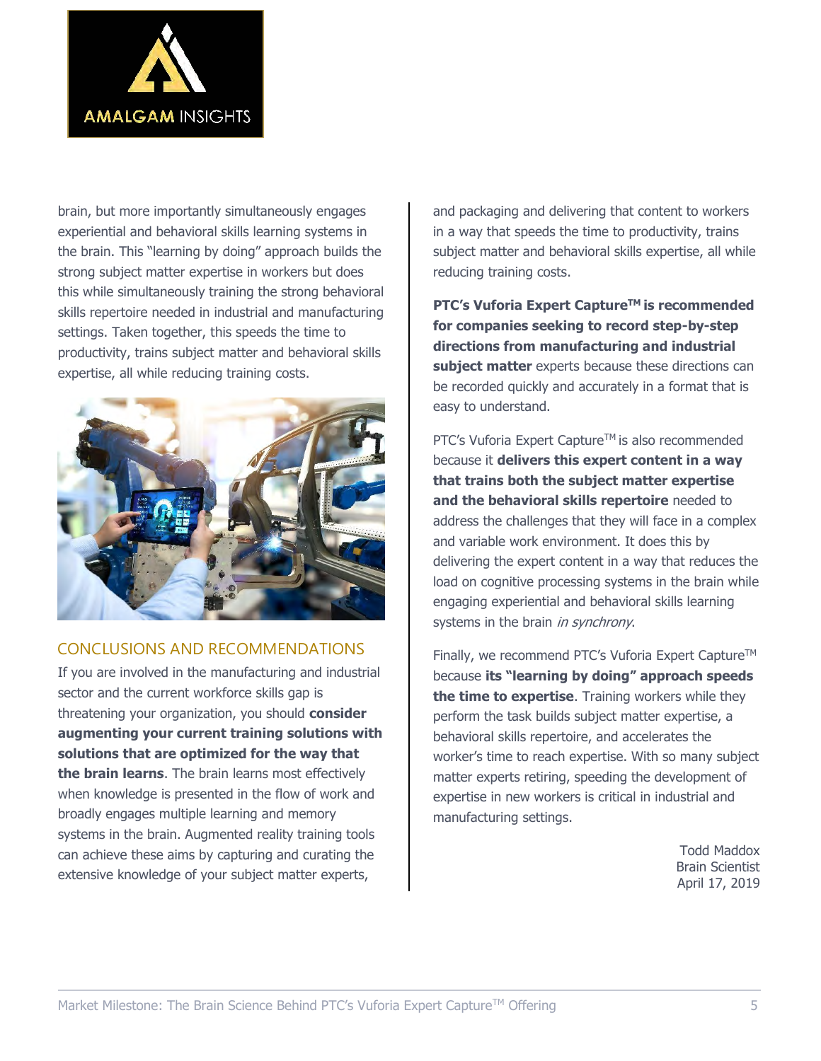brain, but more importantly simultaneously engages experiential and behavioral skills learning systems in the brain. This "learning by doing" approach builds the strong subject matter expertise in workers but does this while simultaneously training the strong behavioral skills repertoire needed in industrial and manufacturing settings. Taken together, this speeds the time to productivity, trains subject matter and behavioral skills expertise, all while reducing training costs.

## CONCLUSIONS AND RECOMMENDATIONS

If you are involved in the manufacturing and industrial sector and the current workforce skills gap is threatening your organization, you should **consider augmenting your current training solutions with solutions that are optimized for the way that the brain learns**. The brain learns most effectively when knowledge is presented in the flow of work and broadly engages multiple learning and memory systems in the brain. Augmented reality training tools can achieve these aims by capturing and curating the extensive knowledge of your subject matter experts, and packaging and delivering that content to workers in a way that speeds the time to productivity, trains subject matter and behavioral skills expertise, all while reducing training costs.

**PTC's Vuforia Expert Capture™ is recommended for companies seeking to record step-by-step directions from manufacturing and industrial subject matter** experts because these directions can be recorded quickly and accurately in a format that is easy to understand.

PTC's Vuforia Expert Capture™ is also recommended because it **delivers this expert content in a way that trains both the subject matter expertise and the behavioral skills repertoire** needed to address the challenges that they will face in a complex and variable work environment. It does this by delivering the expert content in a way that reduces the load on cognitive processing systems in the brain while engaging experiential and behavioral skills learning systems in the brain *in synchrony*.

Finally, we recommend PTC's Vuforia Expert Capture™ because **its "learning by doing" approach speeds the time to expertise**. Training workers while they perform the task builds subject matter expertise, a behavioral skills repertoire, and accelerates the worker's time to reach expertise. With so many subject matter experts retiring, speeding the development of expertise in new workers is critical in industrial and manufacturing settings.

Todd Maddox
Brain Scientist
April 17, 2019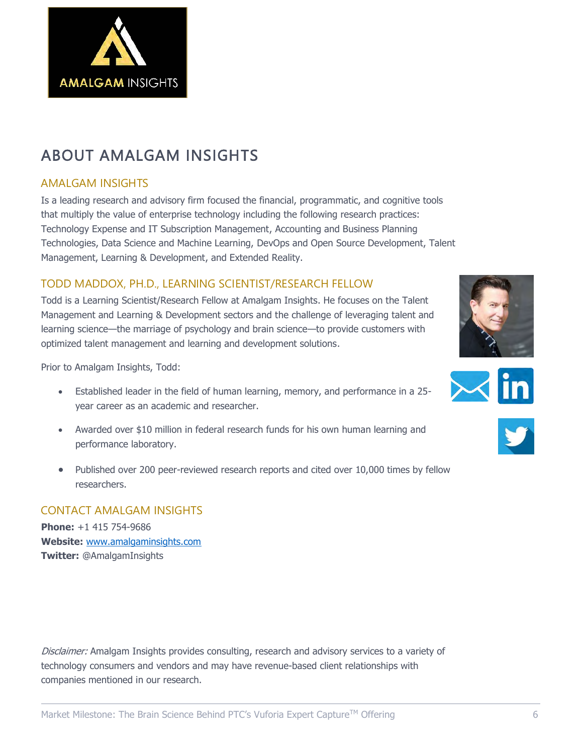# ABOUT AMALGAM INSIGHTS

## AMALGAM INSIGHTS

Is a leading research and advisory firm focused the financial, programmatic, and cognitive tools that multiply the value of enterprise technology including the following research practices: Technology Expense and IT Subscription Management, Accounting and Business Planning Technologies, Data Science and Machine Learning, DevOps and Open Source Development, Talent Management, Learning & Development, and Extended Reality.

## TODD MADDOX, PH.D., LEARNING SCIENTIST/RESEARCH FELLOW

Todd is a Learning Scientist/Research Fellow at Amalgam Insights. He focuses on the Talent Management and Learning & Development sectors and the challenge of leveraging talent and learning science—the marriage of psychology and brain science—to provide customers with optimized talent management and learning and development solutions.

Prior to Amalgam Insights, Todd:

- Established leader in the field of human learning, memory, and performance in a 25-year career as an academic and researcher.
- Awarded over $10 million in federal research funds for his own human learning and performance laboratory.
- Published over 200 peer-reviewed research reports and cited over 10,000 times by fellow researchers.

## CONTACT AMALGAM INSIGHTS

**Phone:** +1 415 754-9686
**Website:** www.amalgaminsights.com
**Twitter:** @AmalgamInsights

*Disclaimer:* Amalgam Insights provides consulting, research and advisory services to a variety of technology consumers and vendors and may have revenue-based client relationships with companies mentioned in our research.